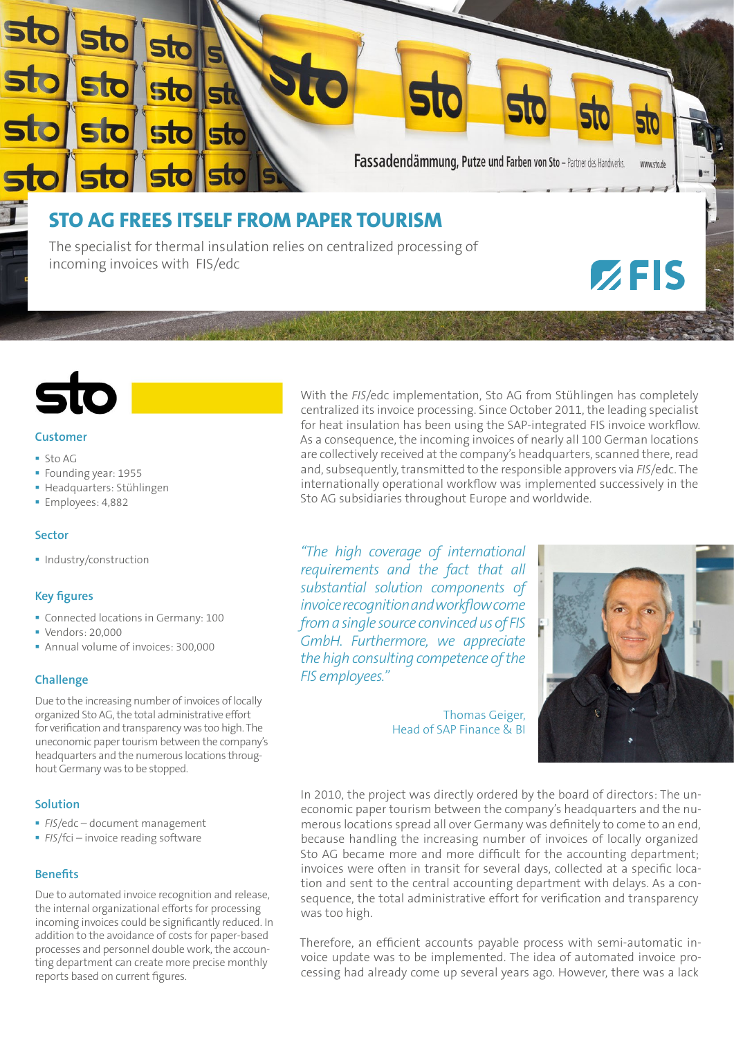# STO AG FREES ITSELF FROM PAPER TOURISM

The specialist for thermal insulation relies on centralized processing of incoming invoices with FIS/edc

### Customer

- Sto AG
- Founding year: 1955
- Headquarters: Stühlingen
- Employees: 4,882

### Sector

- Industry/construction

### Key figures

- Connected locations in Germany: 100
- Vendors: 20,000
- Annual volume of invoices: 300,000

### Challenge

Due to the increasing number of invoices of locally organized Sto AG, the total administrative effort for verification and transparency was too high. The uneconomic paper tourism between the company's headquarters and the numerous locations throughout Germany was to be stopped.

### Solution

- *FIS*/edc – document management
- *FIS*/fci – invoice reading software

### Benefits

Due to automated invoice recognition and release, the internal organizational efforts for processing incoming invoices could be significantly reduced. In addition to the avoidance of costs for paper-based processes and personnel double work, the accounting department can create more precise monthly reports based on current figures.

With the *FIS*/edc implementation, Sto AG from Stühlingen has completely centralized its invoice processing. Since October 2011, the leading specialist for heat insulation has been using the SAP-integrated FIS invoice workflow. As a consequence, the incoming invoices of nearly all 100 German locations are collectively received at the company's headquarters, scanned there, read and, subsequently, transmitted to the responsible approvers via *FIS*/edc. The internationally operational workflow was implemented successively in the Sto AG subsidiaries throughout Europe and worldwide.

*"The high coverage of international requirements and the fact that all substantial solution components of invoice recognition and workflow come from a single source convinced us of FIS GmbH. Furthermore, we appreciate the high consulting competence of the FIS employees."*

Thomas Geiger,
Head of SAP Finance & BI

In 2010, the project was directly ordered by the board of directors: The uneconomic paper tourism between the company's headquarters and the numerous locations spread all over Germany was definitely to come to an end, because handling the increasing number of invoices of locally organized Sto AG became more and more difficult for the accounting department; invoices were often in transit for several days, collected at a specific location and sent to the central accounting department with delays. As a consequence, the total administrative effort for verification and transparency was too high.

Therefore, an efficient accounts payable process with semi-automatic invoice update was to be implemented. The idea of automated invoice processing had already come up several years ago. However, there was a lack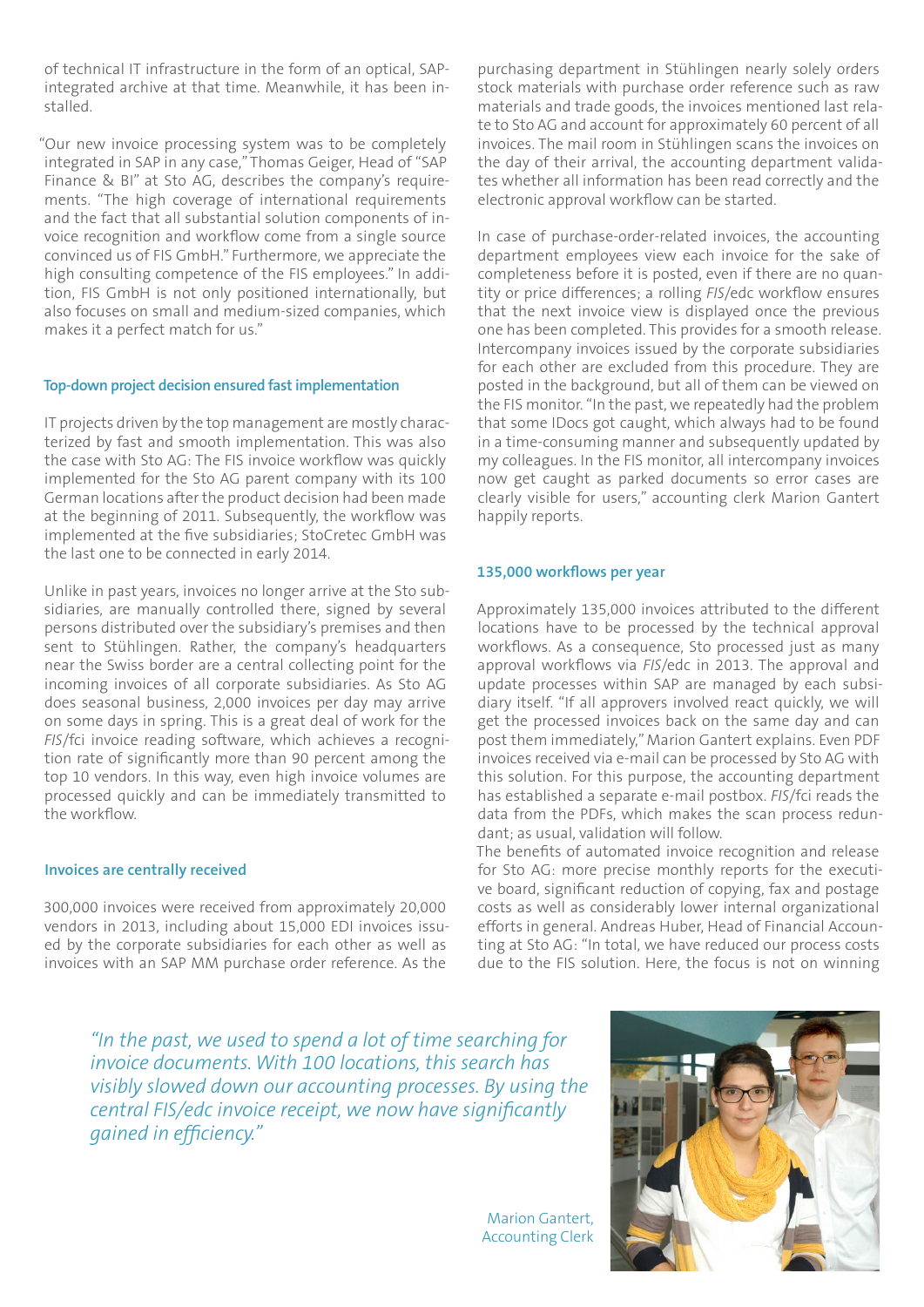of technical IT infrastructure in the form of an optical, SAP-integrated archive at that time. Meanwhile, it has been installed.

"Our new invoice processing system was to be completely integrated in SAP in any case," Thomas Geiger, Head of "SAP Finance & BI" at Sto AG, describes the company's requirements. "The high coverage of international requirements and the fact that all substantial solution components of invoice recognition and workflow come from a single source convinced us of FIS GmbH." Furthermore, we appreciate the high consulting competence of the FIS employees." In addition, FIS GmbH is not only positioned internationally, but also focuses on small and medium-sized companies, which makes it a perfect match for us."

### Top-down project decision ensured fast implementation

IT projects driven by the top management are mostly characterized by fast and smooth implementation. This was also the case with Sto AG: The FIS invoice workflow was quickly implemented for the Sto AG parent company with its 100 German locations after the product decision had been made at the beginning of 2011. Subsequently, the workflow was implemented at the five subsidiaries; StoCretec GmbH was the last one to be connected in early 2014.

Unlike in past years, invoices no longer arrive at the Sto subsidiaries, are manually controlled there, signed by several persons distributed over the subsidiary's premises and then sent to Stühlingen. Rather, the company's headquarters near the Swiss border are a central collecting point for the incoming invoices of all corporate subsidiaries. As Sto AG does seasonal business, 2,000 invoices per day may arrive on some days in spring. This is a great deal of work for the *FIS*/fci invoice reading software, which achieves a recognition rate of significantly more than 90 percent among the top 10 vendors. In this way, even high invoice volumes are processed quickly and can be immediately transmitted to the workflow.

### Invoices are centrally received

300,000 invoices were received from approximately 20,000 vendors in 2013, including about 15,000 EDI invoices issued by the corporate subsidiaries for each other as well as invoices with an SAP MM purchase order reference. As the purchasing department in Stühlingen nearly solely orders stock materials with purchase order reference such as raw materials and trade goods, the invoices mentioned last relate to Sto AG and account for approximately 60 percent of all invoices. The mail room in Stühlingen scans the invoices on the day of their arrival, the accounting department validates whether all information has been read correctly and the electronic approval workflow can be started.

In case of purchase-order-related invoices, the accounting department employees view each invoice for the sake of completeness before it is posted, even if there are no quantity or price differences; a rolling *FIS*/edc workflow ensures that the next invoice view is displayed once the previous one has been completed. This provides for a smooth release. Intercompany invoices issued by the corporate subsidiaries for each other are excluded from this procedure. They are posted in the background, but all of them can be viewed on the FIS monitor. "In the past, we repeatedly had the problem that some IDocs got caught, which always had to be found in a time-consuming manner and subsequently updated by my colleagues. In the FIS monitor, all intercompany invoices now get caught as parked documents so error cases are clearly visible for users," accounting clerk Marion Gantert happily reports.

### 135,000 workflows per year

Approximately 135,000 invoices attributed to the different locations have to be processed by the technical approval workflows. As a consequence, Sto processed just as many approval workflows via *FIS*/edc in 2013. The approval and update processes within SAP are managed by each subsidiary itself. "If all approvers involved react quickly, we will get the processed invoices back on the same day and can post them immediately," Marion Gantert explains. Even PDF invoices received via e-mail can be processed by Sto AG with this solution. For this purpose, the accounting department has established a separate e-mail postbox. *FIS*/fci reads the data from the PDFs, which makes the scan process redundant; as usual, validation will follow.
The benefits of automated invoice recognition and release for Sto AG: more precise monthly reports for the executive board, significant reduction of copying, fax and postage costs as well as considerably lower internal organizational efforts in general. Andreas Huber, Head of Financial Accounting at Sto AG: "In total, we have reduced our process costs due to the FIS solution. Here, the focus is not on winning

*"In the past, we used to spend a lot of time searching for invoice documents. With 100 locations, this search has visibly slowed down our accounting processes. By using the central FIS/edc invoice receipt, we now have significantly gained in efficiency."*

Marion Gantert,
Accounting Clerk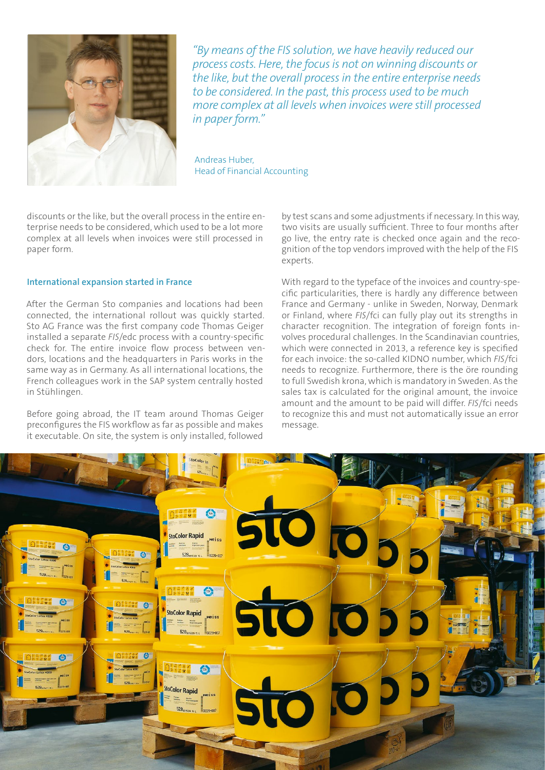*"By means of the FIS solution, we have heavily reduced our process costs. Here, the focus is not on winning discounts or the like, but the overall process in the entire enterprise needs to be considered. In the past, this process used to be much more complex at all levels when invoices were still processed in paper form."*

Andreas Huber,
Head of Financial Accounting

discounts or the like, but the overall process in the entire enterprise needs to be considered, which used to be a lot more complex at all levels when invoices were still processed in paper form.

### International expansion started in France

After the German Sto companies and locations had been connected, the international rollout was quickly started. Sto AG France was the first company code Thomas Geiger installed a separate *FIS*/edc process with a country-specific check for. The entire invoice flow process between vendors, locations and the headquarters in Paris works in the same way as in Germany. As all international locations, the French colleagues work in the SAP system centrally hosted in Stühlingen.

Before going abroad, the IT team around Thomas Geiger preconfigures the FIS workflow as far as possible and makes it executable. On site, the system is only installed, followed by test scans and some adjustments if necessary. In this way, two visits are usually sufficient. Three to four months after go live, the entry rate is checked once again and the recognition of the top vendors improved with the help of the FIS experts.

With regard to the typeface of the invoices and country-specific particularities, there is hardly any difference between France and Germany - unlike in Sweden, Norway, Denmark or Finland, where *FIS*/fci can fully play out its strengths in character recognition. The integration of foreign fonts involves procedural challenges. In the Scandinavian countries, which were connected in 2013, a reference key is specified for each invoice: the so-called KIDNO number, which *FIS*/fci needs to recognize. Furthermore, there is the öre rounding to full Swedish krona, which is mandatory in Sweden. As the sales tax is calculated for the original amount, the invoice amount and the amount to be paid will differ. *FIS*/fci needs to recognize this and must not automatically issue an error message.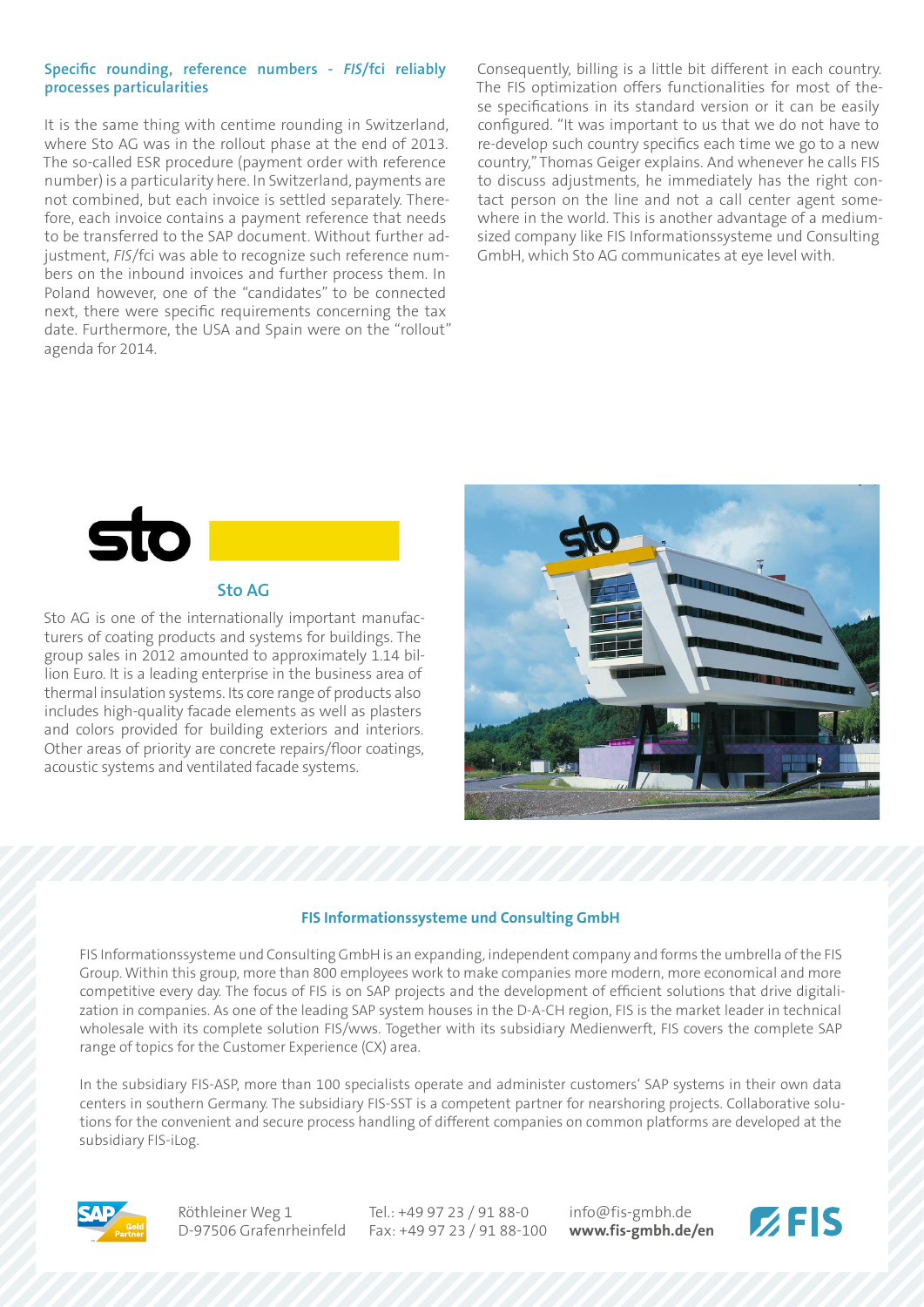### Specific rounding, reference numbers - *FIS*/fci reliably processes particularities

It is the same thing with centime rounding in Switzerland, where Sto AG was in the rollout phase at the end of 2013. The so-called ESR procedure (payment order with reference number) is a particularity here. In Switzerland, payments are not combined, but each invoice is settled separately. Therefore, each invoice contains a payment reference that needs to be transferred to the SAP document. Without further adjustment, *FIS*/fci was able to recognize such reference numbers on the inbound invoices and further process them. In Poland however, one of the "candidates" to be connected next, there were specific requirements concerning the tax date. Furthermore, the USA and Spain were on the "rollout" agenda for 2014.

Consequently, billing is a little bit different in each country. The FIS optimization offers functionalities for most of these specifications in its standard version or it can be easily configured. "It was important to us that we do not have to re-develop such country specifics each time we go to a new country," Thomas Geiger explains. And whenever he calls FIS to discuss adjustments, he immediately has the right contact person on the line and not a call center agent somewhere in the world. This is another advantage of a medium-sized company like FIS Informationssysteme und Consulting GmbH, which Sto AG communicates at eye level with.

### Sto AG

Sto AG is one of the internationally important manufacturers of coating products and systems for buildings. The group sales in 2012 amounted to approximately 1.14 billion Euro. It is a leading enterprise in the business area of thermal insulation systems. Its core range of products also includes high-quality facade elements as well as plasters and colors provided for building exteriors and interiors. Other areas of priority are concrete repairs/floor coatings, acoustic systems and ventilated facade systems.

### FIS Informationssysteme und Consulting GmbH

FIS Informationssysteme und Consulting GmbH is an expanding, independent company and forms the umbrella of the FIS Group. Within this group, more than 800 employees work to make companies more modern, more economical and more competitive every day. The focus of FIS is on SAP projects and the development of efficient solutions that drive digitalization in companies. As one of the leading SAP system houses in the D-A-CH region, FIS is the market leader in technical wholesale with its complete solution FIS/wws. Together with its subsidiary Medienwerft, FIS covers the complete SAP range of topics for the Customer Experience (CX) area.

In the subsidiary FIS-ASP, more than 100 specialists operate and administer customers' SAP systems in their own data centers in southern Germany. The subsidiary FIS-SST is a competent partner for nearshoring projects. Collaborative solutions for the convenient and secure process handling of different companies on common platforms are developed at the subsidiary FIS-iLog.

Röthleiner Weg 1
D-97506 Grafenrheinfeld

Tel.: +49 97 23 / 91 88-0
Fax: +49 97 23 / 91 88-100

info@fis-gmbh.de
**www.fis-gmbh.de/en**